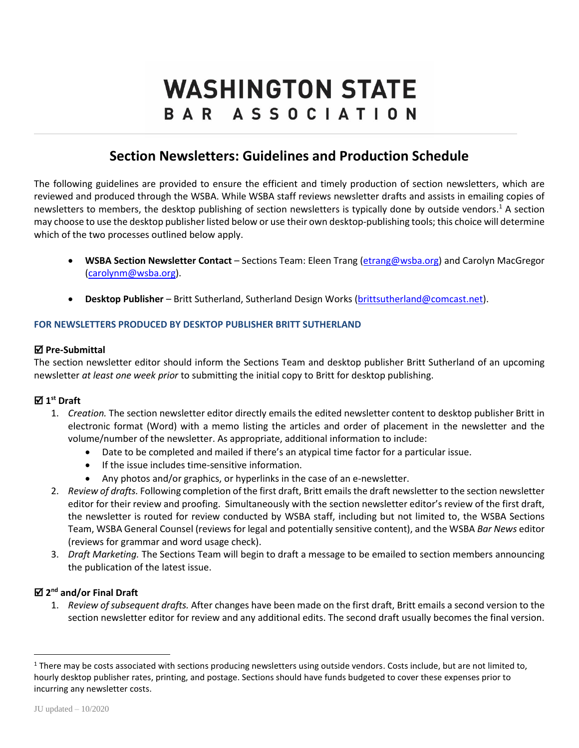# WASHINGTON STATE BAR ASSOCIATION

## Section Newsletters: Guidelines and Production Schedule

The following guidelines are provided to ensure the efficient and timely production of section newsletters, which are reviewed and produced through the WSBA. While WSBA staff reviews newsletter drafts and assists in emailing copies of newsletters to members, the desktop publishing of section newsletters is typically done by outside vendors.[1] A section may choose to use the desktop publisher listed below or use their own desktop-publishing tools; this choice will determine which of the two processes outlined below apply.

- **WSBA Section Newsletter Contact** – Sections Team: Eleen Trang (etrang@wsba.org) and Carolyn MacGregor (carolynm@wsba.org).
- **Desktop Publisher** – Britt Sutherland, Sutherland Design Works (brittsutherland@comcast.net).

### FOR NEWSLETTERS PRODUCED BY DESKTOP PUBLISHER BRITT SUTHERLAND

#### ☑ Pre-Submittal

The section newsletter editor should inform the Sections Team and desktop publisher Britt Sutherland of an upcoming newsletter *at least one week prior* to submitting the initial copy to Britt for desktop publishing.

#### ☑ 1st Draft

1. *Creation.* The section newsletter editor directly emails the edited newsletter content to desktop publisher Britt in electronic format (Word) with a memo listing the articles and order of placement in the newsletter and the volume/number of the newsletter. As appropriate, additional information to include:
   - Date to be completed and mailed if there's an atypical time factor for a particular issue.
   - If the issue includes time-sensitive information.
   - Any photos and/or graphics, or hyperlinks in the case of an e-newsletter.
2. *Review of drafts.* Following completion of the first draft, Britt emails the draft newsletter to the section newsletter editor for their review and proofing. Simultaneously with the section newsletter editor's review of the first draft, the newsletter is routed for review conducted by WSBA staff, including but not limited to, the WSBA Sections Team, WSBA General Counsel (reviews for legal and potentially sensitive content), and the WSBA *Bar News* editor (reviews for grammar and word usage check).
3. *Draft Marketing.* The Sections Team will begin to draft a message to be emailed to section members announcing the publication of the latest issue.

#### ☑ 2nd and/or Final Draft

1. *Review of subsequent drafts.* After changes have been made on the first draft, Britt emails a second version to the section newsletter editor for review and any additional edits. The second draft usually becomes the final version.

---

[1] There may be costs associated with sections producing newsletters using outside vendors. Costs include, but are not limited to, hourly desktop publisher rates, printing, and postage. Sections should have funds budgeted to cover these expenses prior to incurring any newsletter costs.

JU updated – 10/2020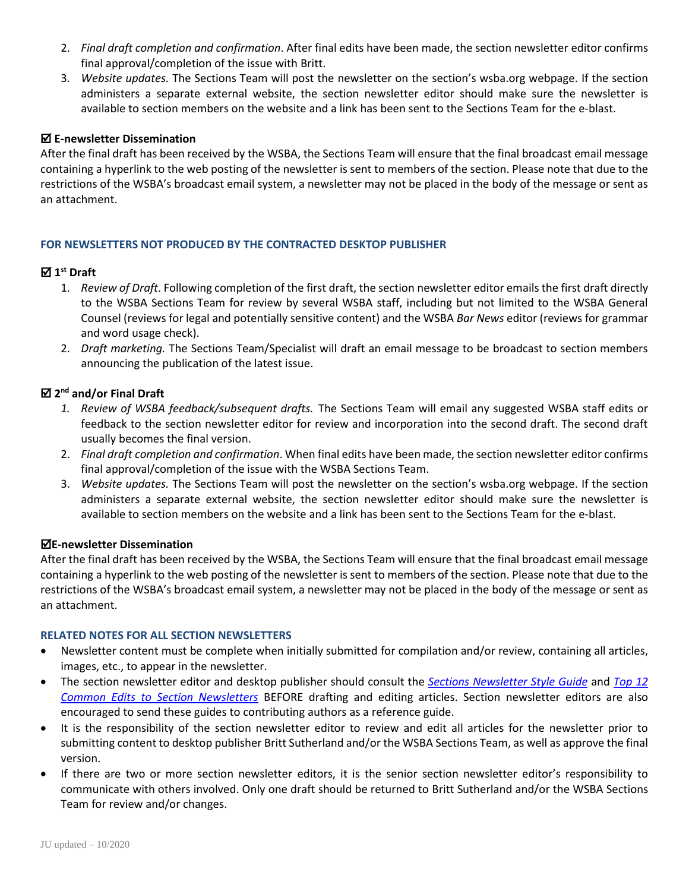2. *Final draft completion and confirmation*. After final edits have been made, the section newsletter editor confirms final approval/completion of the issue with Britt.
3. *Website updates.* The Sections Team will post the newsletter on the section's wsba.org webpage. If the section administers a separate external website, the section newsletter editor should make sure the newsletter is available to section members on the website and a link has been sent to the Sections Team for the e-blast.

**☑ E-newsletter Dissemination**

After the final draft has been received by the WSBA, the Sections Team will ensure that the final broadcast email message containing a hyperlink to the web posting of the newsletter is sent to members of the section. Please note that due to the restrictions of the WSBA's broadcast email system, a newsletter may not be placed in the body of the message or sent as an attachment.

### FOR NEWSLETTERS NOT PRODUCED BY THE CONTRACTED DESKTOP PUBLISHER

**☑ 1st Draft**

1. *Review of Draft*. Following completion of the first draft, the section newsletter editor emails the first draft directly to the WSBA Sections Team for review by several WSBA staff, including but not limited to the WSBA General Counsel (reviews for legal and potentially sensitive content) and the WSBA *Bar News* editor (reviews for grammar and word usage check).
2. *Draft marketing.* The Sections Team/Specialist will draft an email message to be broadcast to section members announcing the publication of the latest issue.

**☑ 2nd and/or Final Draft**

1. *Review of WSBA feedback/subsequent drafts.* The Sections Team will email any suggested WSBA staff edits or feedback to the section newsletter editor for review and incorporation into the second draft. The second draft usually becomes the final version.
2. *Final draft completion and confirmation*. When final edits have been made, the section newsletter editor confirms final approval/completion of the issue with the WSBA Sections Team.
3. *Website updates.* The Sections Team will post the newsletter on the section's wsba.org webpage. If the section administers a separate external website, the section newsletter editor should make sure the newsletter is available to section members on the website and a link has been sent to the Sections Team for the e-blast.

**☑E-newsletter Dissemination**

After the final draft has been received by the WSBA, the Sections Team will ensure that the final broadcast email message containing a hyperlink to the web posting of the newsletter is sent to members of the section. Please note that due to the restrictions of the WSBA's broadcast email system, a newsletter may not be placed in the body of the message or sent as an attachment.

### RELATED NOTES FOR ALL SECTION NEWSLETTERS

- Newsletter content must be complete when initially submitted for compilation and/or review, containing all articles, images, etc., to appear in the newsletter.
- The section newsletter editor and desktop publisher should consult the *Sections Newsletter Style Guide* and *Top 12 Common Edits to Section Newsletters* BEFORE drafting and editing articles. Section newsletter editors are also encouraged to send these guides to contributing authors as a reference guide.
- It is the responsibility of the section newsletter editor to review and edit all articles for the newsletter prior to submitting content to desktop publisher Britt Sutherland and/or the WSBA Sections Team, as well as approve the final version.
- If there are two or more section newsletter editors, it is the senior section newsletter editor's responsibility to communicate with others involved. Only one draft should be returned to Britt Sutherland and/or the WSBA Sections Team for review and/or changes.

JU updated – 10/2020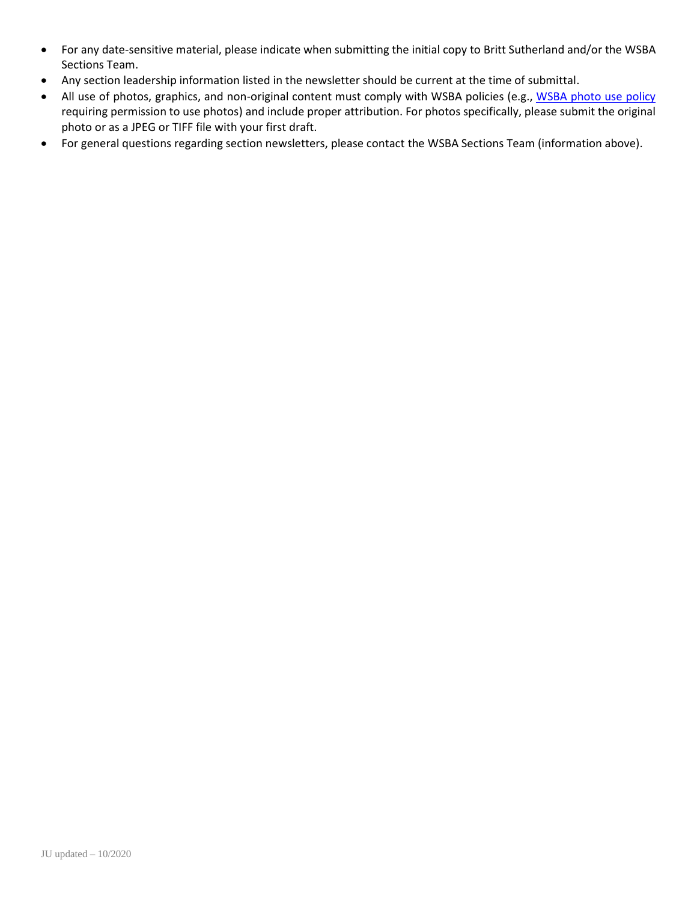- For any date-sensitive material, please indicate when submitting the initial copy to Britt Sutherland and/or the WSBA Sections Team.
- Any section leadership information listed in the newsletter should be current at the time of submittal.
- All use of photos, graphics, and non-original content must comply with WSBA policies (e.g., WSBA photo use policy requiring permission to use photos) and include proper attribution. For photos specifically, please submit the original photo or as a JPEG or TIFF file with your first draft.
- For general questions regarding section newsletters, please contact the WSBA Sections Team (information above).

JU updated – 10/2020